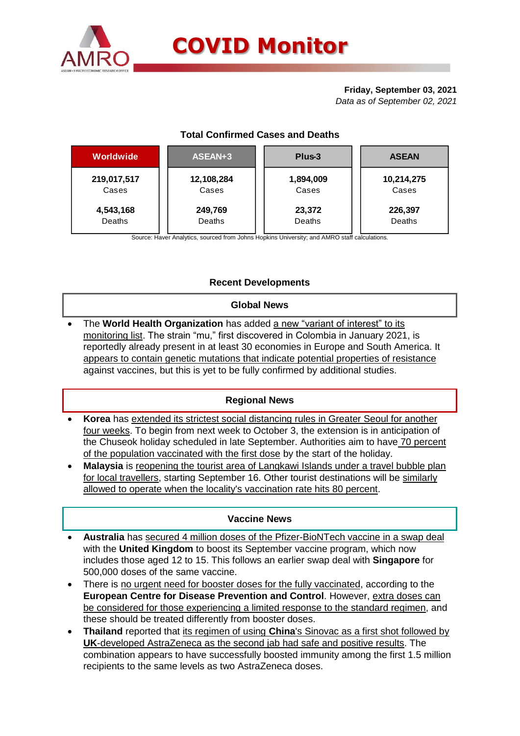# COVID Monitor

**Friday, September 03, 2021**
*Data as of September 02, 2021*

### Total Confirmed Cases and Deaths

| Worldwide | ASEAN+3 | Plus-3 | ASEAN |
|---|---|---|---|
| **219,017,517** Cases | **12,108,284** Cases | **1,894,009** Cases | **10,214,275** Cases |
| **4,543,168** Deaths | **249,769** Deaths | **23,372** Deaths | **226,397** Deaths |

Source: Haver Analytics, sourced from Johns Hopkins University; and AMRO staff calculations.

## Recent Developments

### Global News

- The **World Health Organization** has added a new "variant of interest" to its monitoring list. The strain "mu," first discovered in Colombia in January 2021, is reportedly already present in at least 30 economies in Europe and South America. It appears to contain genetic mutations that indicate potential properties of resistance against vaccines, but this is yet to be fully confirmed by additional studies.

### Regional News

- **Korea** has extended its strictest social distancing rules in Greater Seoul for another four weeks. To begin from next week to October 3, the extension is in anticipation of the Chuseok holiday scheduled in late September. Authorities aim to have 70 percent of the population vaccinated with the first dose by the start of the holiday.
- **Malaysia** is reopening the tourist area of Langkawi Islands under a travel bubble plan for local travellers, starting September 16. Other tourist destinations will be similarly allowed to operate when the locality's vaccination rate hits 80 percent.

### Vaccine News

- **Australia** has secured 4 million doses of the Pfizer-BioNTech vaccine in a swap deal with the **United Kingdom** to boost its September vaccine program, which now includes those aged 12 to 15. This follows an earlier swap deal with **Singapore** for 500,000 doses of the same vaccine.
- There is no urgent need for booster doses for the fully vaccinated, according to the **European Centre for Disease Prevention and Control**. However, extra doses can be considered for those experiencing a limited response to the standard regimen, and these should be treated differently from booster doses.
- **Thailand** reported that its regimen of using **China**'s Sinovac as a first shot followed by **UK**-developed AstraZeneca as the second jab had safe and positive results. The combination appears to have successfully boosted immunity among the first 1.5 million recipients to the same levels as two AstraZeneca doses.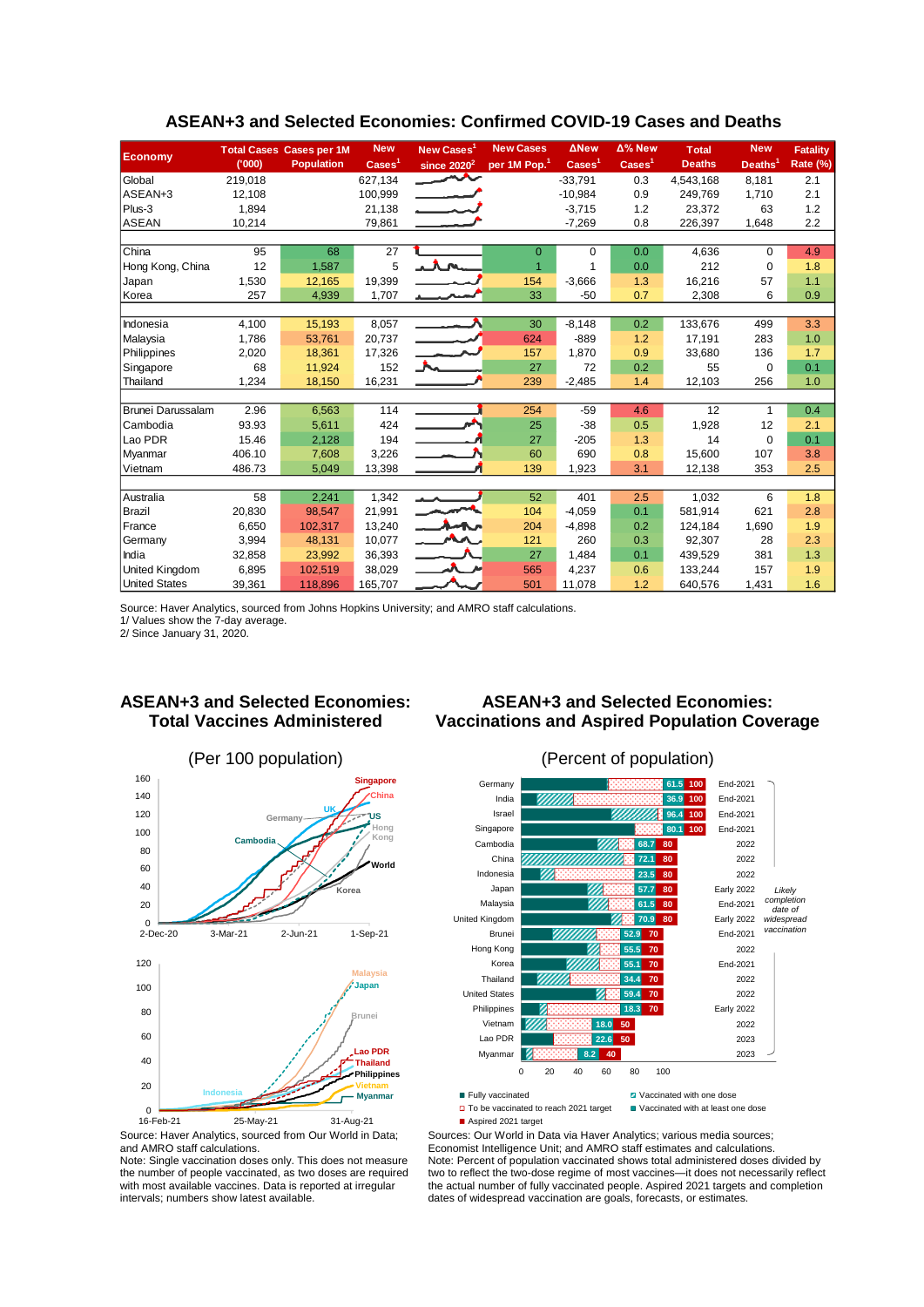## ASEAN+3 and Selected Economies: Confirmed COVID-19 Cases and Deaths

| Economy | Total Cases ('000) | Cases per 1M Population | New Cases[1] | New Cases[1] since 2020[2] | New Cases per 1M Pop.[1] | ΔNew Cases[1] | Δ% New Cases[1] | Total Deaths | New Deaths[1] | Fatality Rate (%) |
|---|---|---|---|---|---|---|---|---|---|---|
| Global | 219,018 | | 627,134 | | | -33,791 | 0.3 | 4,543,168 | 8,181 | 2.1 |
| ASEAN+3 | 12,108 | | 100,999 | | | -10,984 | 0.9 | 249,769 | 1,710 | 2.1 |
| Plus-3 | 1,894 | | 21,138 | | | -3,715 | 1.2 | 23,372 | 63 | 1.2 |
| ASEAN | 10,214 | | 79,861 | | | -7,269 | 0.8 | 226,397 | 1,648 | 2.2 |
| | | | | | | | | | | |
| China | 95 | 68 | 27 | | 0 | 0 | 0.0 | 4,636 | 0 | 4.9 |
| Hong Kong, China | 12 | 1,587 | 5 | | 1 | 1 | 0.0 | 212 | 0 | 1.8 |
| Japan | 1,530 | 12,165 | 19,399 | | 154 | -3,666 | 1.3 | 16,216 | 57 | 1.1 |
| Korea | 257 | 4,939 | 1,707 | | 33 | -50 | 0.7 | 2,308 | 6 | 0.9 |
| | | | | | | | | | | |
| Indonesia | 4,100 | 15,193 | 8,057 | | 30 | -8,148 | 0.2 | 133,676 | 499 | 3.3 |
| Malaysia | 1,786 | 53,761 | 20,737 | | 624 | -889 | 1.2 | 17,191 | 283 | 1.0 |
| Philippines | 2,020 | 18,361 | 17,326 | | 157 | 1,870 | 0.9 | 33,680 | 136 | 1.7 |
| Singapore | 68 | 11,924 | 152 | | 27 | 72 | 0.2 | 55 | 0 | 0.1 |
| Thailand | 1,234 | 18,150 | 16,231 | | 239 | -2,485 | 1.4 | 12,103 | 256 | 1.0 |
| | | | | | | | | | | |
| Brunei Darussalam | 2.96 | 6,563 | 114 | | 254 | -59 | 4.6 | 12 | 1 | 0.4 |
| Cambodia | 93.93 | 5,611 | 424 | | 25 | -38 | 0.5 | 1,928 | 12 | 2.1 |
| Lao PDR | 15.46 | 2,128 | 194 | | 27 | -205 | 1.3 | 14 | 0 | 0.1 |
| Myanmar | 406.10 | 7,608 | 3,226 | | 60 | 690 | 0.8 | 15,600 | 107 | 3.8 |
| Vietnam | 486.73 | 5,049 | 13,398 | | 139 | 1,923 | 3.1 | 12,138 | 353 | 2.5 |
| | | | | | | | | | | |
| Australia | 58 | 2,241 | 1,342 | | 52 | 401 | 2.5 | 1,032 | 6 | 1.8 |
| Brazil | 20,830 | 98,547 | 21,991 | | 104 | -4,059 | 0.1 | 581,914 | 621 | 2.8 |
| France | 6,650 | 102,317 | 13,240 | | 204 | -4,898 | 0.2 | 124,184 | 1,690 | 1.9 |
| Germany | 3,994 | 48,131 | 10,077 | | 121 | 260 | 0.3 | 92,307 | 28 | 2.3 |
| India | 32,858 | 23,992 | 36,393 | | 27 | 1,484 | 0.1 | 439,529 | 381 | 1.3 |
| United Kingdom | 6,895 | 102,519 | 38,029 | | 565 | 4,237 | 0.6 | 133,244 | 157 | 1.9 |
| United States | 39,361 | 118,896 | 165,707 | | 501 | 11,078 | 1.2 | 640,576 | 1,431 | 1.6 |

Source: Haver Analytics, sourced from Johns Hopkins University; and AMRO staff calculations.
1/ Values show the 7-day average.
2/ Since January 31, 2020.

## ASEAN+3 and Selected Economies: Total Vaccines Administered

(Per 100 population)

Source: Haver Analytics, sourced from Our World in Data; and AMRO staff calculations.
Note: Single vaccination doses only. This does not measure the number of people vaccinated, as two doses are required with most available vaccines. Data is reported at irregular intervals; numbers show latest available.

## ASEAN+3 and Selected Economies: Vaccinations and Aspired Population Coverage

(Percent of population)

| Economy | Vaccinated with at least one dose (%) | Aspired 2021 target (%) | Likely completion date of widespread vaccination |
|---|---|---|---|
| Germany | 61.5 | 100 | End-2021 |
| India | 36.9 | 100 | End-2021 |
| Israel | 96.4 | 100 | End-2021 |
| Singapore | 80.1 | 100 | End-2021 |
| Cambodia | 68.7 | 80 | 2022 |
| China | 72.1 | 80 | 2022 |
| Indonesia | 23.5 | 80 | 2022 |
| Japan | 57.7 | 80 | Early 2022 |
| Malaysia | 61.5 | 80 | End-2021 |
| United Kingdom | 70.9 | 80 | Early 2022 |
| Brunei | 52.9 | 70 | End-2021 |
| Hong Kong | 55.5 | 70 | 2022 |
| Korea | 55.1 | 70 | End-2021 |
| Thailand | 34.4 | 70 | 2022 |
| United States | 59.4 | 70 | 2022 |
| Philippines | 18.3 | 70 | Early 2022 |
| Vietnam | 18.0 | 50 | 2022 |
| Lao PDR | 22.6 | 50 | 2023 |
| Myanmar | 8.2 | 40 | 2023 |

Legend: Fully vaccinated; Vaccinated with one dose; To be vaccinated to reach 2021 target; Vaccinated with at least one dose; Aspired 2021 target

Sources: Our World in Data via Haver Analytics; various media sources; Economist Intelligence Unit; and AMRO staff estimates and calculations.
Note: Percent of population vaccinated shows total administered doses divided by two to reflect the two-dose regime of most vaccines—it does not necessarily reflect the actual number of fully vaccinated people. Aspired 2021 targets and completion dates of widespread vaccination are goals, forecasts, or estimates.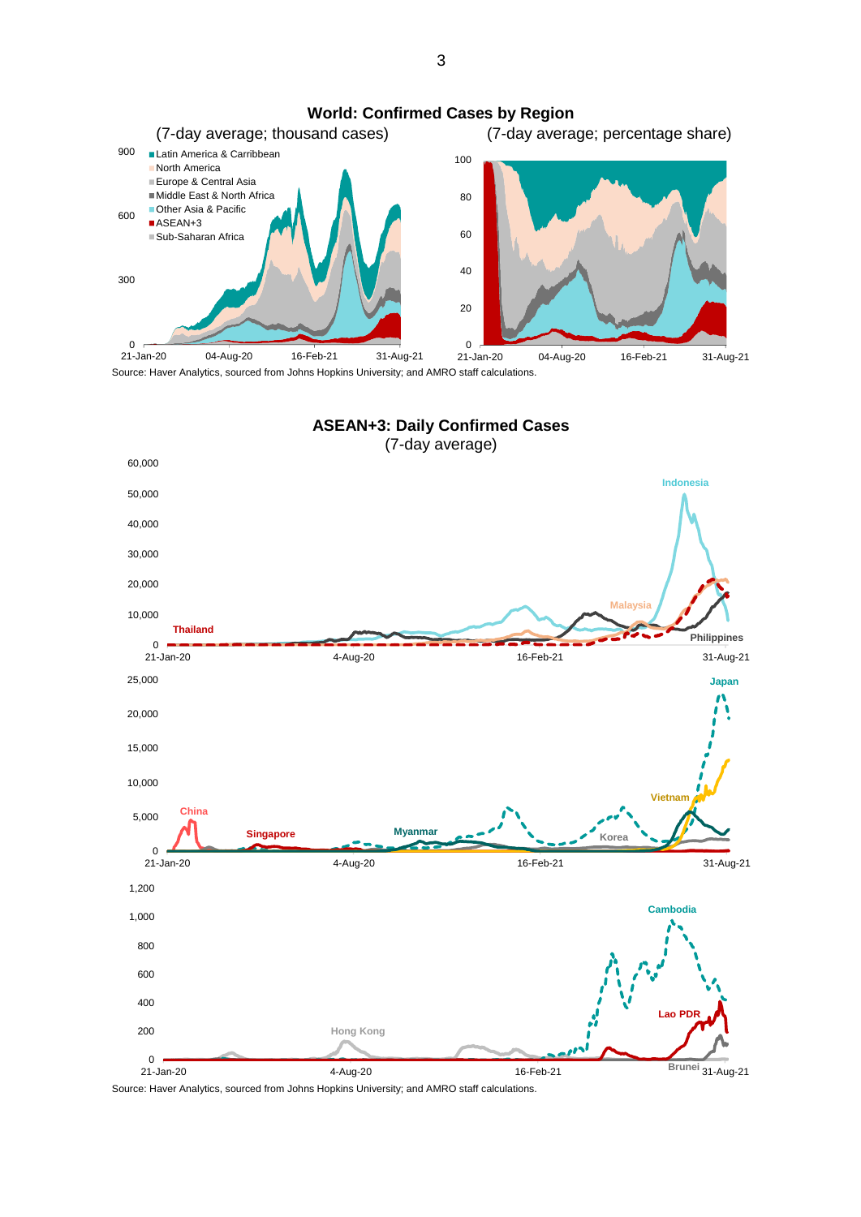## World: Confirmed Cases by Region

(7-day average; thousand cases)

(7-day average; percentage share)

Latin America & Carribbean
North America
Europe & Central Asia
Middle East & North Africa
Other Asia & Pacific
ASEAN+3
Sub-Saharan Africa

Source: Haver Analytics, sourced from Johns Hopkins University; and AMRO staff calculations.

## ASEAN+3: Daily Confirmed Cases

(7-day average)

Source: Haver Analytics, sourced from Johns Hopkins University; and AMRO staff calculations.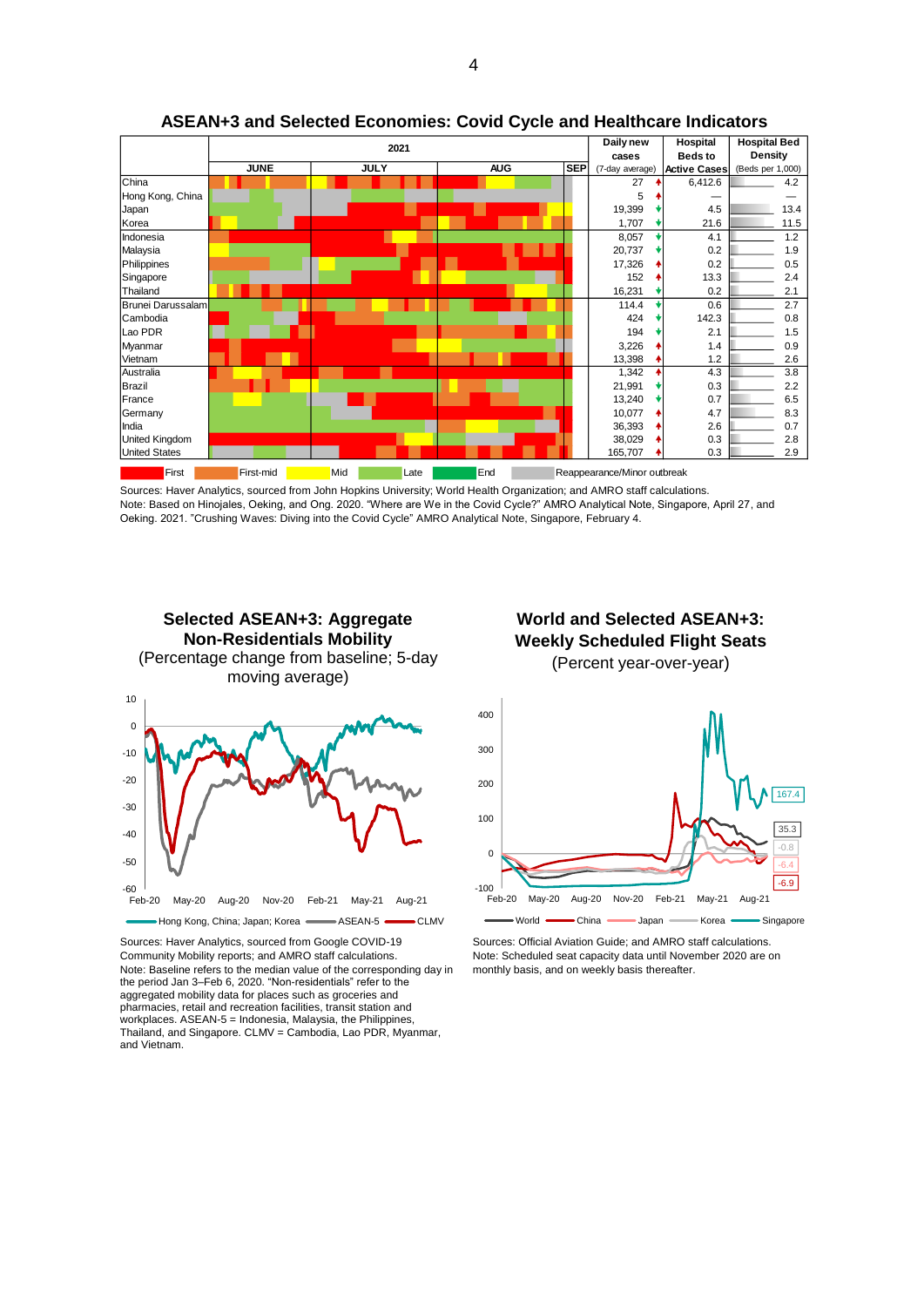## ASEAN+3 and Selected Economies: Covid Cycle and Healthcare Indicators

| | 2021 JUNE / JULY / AUG / SEP | Daily new cases (7-day average) | Hospital Beds to Active Cases | Hospital Bed Density (Beds per 1,000) |
|---|---|---|---|---|
| China | | 27 ▲ | 6,412.6 | 4.2 |
| Hong Kong, China | | 5 ▲ | — | — |
| Japan | | 19,399 ▼ | 4.5 | 13.4 |
| Korea | | 1,707 ▼ | 21.6 | 11.5 |
| Indonesia | | 8,057 ▼ | 4.1 | 1.2 |
| Malaysia | | 20,737 ▼ | 0.2 | 1.9 |
| Philippines | | 17,326 ▲ | 0.2 | 0.5 |
| Singapore | | 152 ▲ | 13.3 | 2.4 |
| Thailand | | 16,231 ▼ | 0.2 | 2.1 |
| Brunei Darussalam | | 114.4 ▼ | 0.6 | 2.7 |
| Cambodia | | 424 ▼ | 142.3 | 0.8 |
| Lao PDR | | 194 ▼ | 2.1 | 1.5 |
| Myanmar | | 3,226 ▲ | 1.4 | 0.9 |
| Vietnam | | 13,398 ▲ | 1.2 | 2.6 |
| Australia | | 1,342 ▲ | 4.3 | 3.8 |
| Brazil | | 21,991 ▼ | 0.3 | 2.2 |
| France | | 13,240 ▼ | 0.7 | 6.5 |
| Germany | | 10,077 ▲ | 4.7 | 8.3 |
| India | | 36,393 ▲ | 2.6 | 0.7 |
| United Kingdom | | 38,029 ▲ | 0.3 | 2.8 |
| United States | | 165,707 ▲ | 0.3 | 2.9 |

First   First-mid   Mid   Late   End   Reappearance/Minor outbreak

Sources: Haver Analytics, sourced from John Hopkins University; World Health Organization; and AMRO staff calculations.
Note: Based on Hinojales, Oeking, and Ong. 2020. "Where are We in the Covid Cycle?" AMRO Analytical Note, Singapore, April 27, and Oeking. 2021. "Crushing Waves: Diving into the Covid Cycle" AMRO Analytical Note, Singapore, February 4.

### Selected ASEAN+3: Aggregate Non-Residentials Mobility
(Percentage change from baseline; 5-day moving average)

10
0
-10
-20
-30
-40
-50
-60
Feb-20 May-20 Aug-20 Nov-20 Feb-21 May-21 Aug-21

Hong Kong, China; Japan; Korea — ASEAN-5 — CLMV

Sources: Haver Analytics, sourced from Google COVID-19 Community Mobility reports; and AMRO staff calculations.
Note: Baseline refers to the median value of the corresponding day in the period Jan 3–Feb 6, 2020. "Non-residentials" refer to the aggregated mobility data for places such as groceries and pharmacies, retail and recreation facilities, transit station and workplaces. ASEAN-5 = Indonesia, Malaysia, the Philippines, Thailand, and Singapore. CLMV = Cambodia, Lao PDR, Myanmar, and Vietnam.

### World and Selected ASEAN+3: Weekly Scheduled Flight Seats
(Percent year-over-year)

400
300
200
100
0
-100
Feb-20 May-20 Aug-20 Nov-20 Feb-21 May-21 Aug-21

167.4
35.3
-0.8
-6.4
-6.9

World — China — Japan — Korea — Singapore

Sources: Official Aviation Guide; and AMRO staff calculations.
Note: Scheduled seat capacity data until November 2020 are on monthly basis, and on weekly basis thereafter.